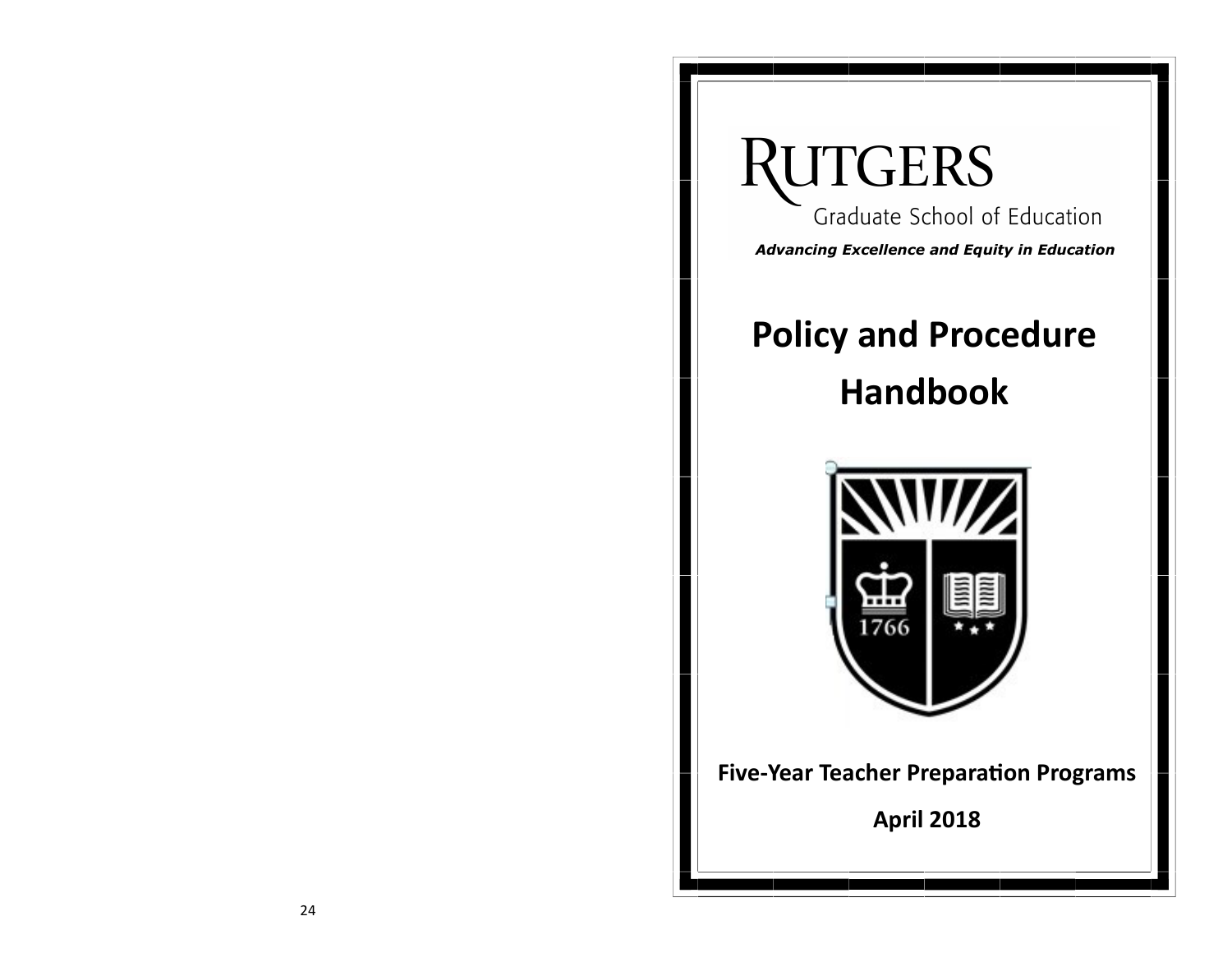RUTGERS

Graduate School of Education

***Advancing Excellence and Equity in Education***

# Policy and Procedure Handbook

**Five-Year Teacher Preparation Programs**

**April 2018**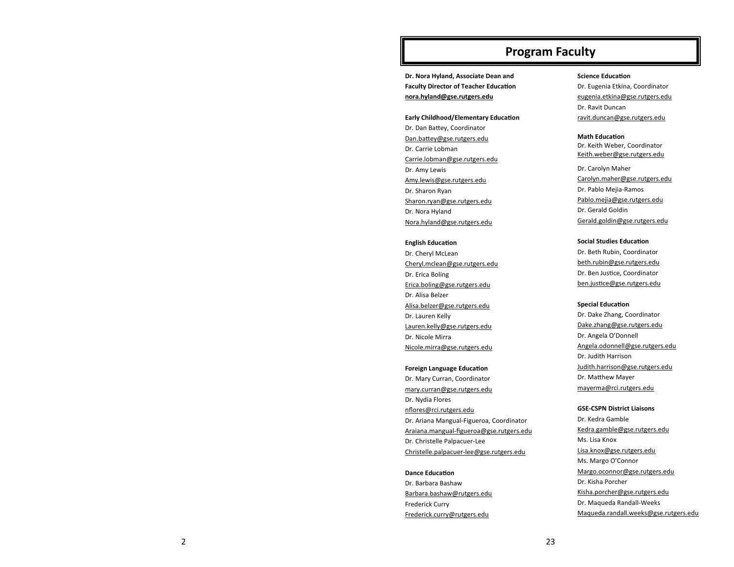# Program Faculty

**Dr. Nora Hyland, Associate Dean and Faculty Director of Teacher Education**
**nora.hyland@gse.rutgers.edu**

**Early Childhood/Elementary Education**
Dr. Dan Battey, Coordinator
Dan.battey@gse.rutgers.edu
Dr. Carrie Lobman
Carrie.lobman@gse.rutgers.edu
Dr. Amy Lewis
Amy.lewis@gse.rutgers.edu
Dr. Sharon Ryan
Sharon.ryan@gse.rutgers.edu
Dr. Nora Hyland
Nora.hyland@gse.rutgers.edu

**English Education**
Dr. Cheryl McLean
Cheryl.mclean@gse.rutgers.edu
Dr. Erica Boling
Erica.boling@gse.rutgers.edu
Dr. Alisa Belzer
Alisa.belzer@gse.rutgers.edu
Dr. Lauren Kelly
Lauren.kelly@gse.rutgers.edu
Dr. Nicole Mirra
Nicole.mirra@gse.rutgers.edu

**Foreign Language Education**
Dr. Mary Curran, Coordinator
mary.curran@gse.rutgers.edu
Dr. Nydia Flores
nflores@rci.rutgers.edu
Dr. Ariana Mangual-Figueroa, Coordinator
Araiana.mangual-figueroa@gse.rutgers.edu
Dr. Christelle Palpacuer-Lee
Christelle.palpacuer-lee@gse.rutgers.edu

**Dance Education**
Dr. Barbara Bashaw
Barbara.bashaw@rutgers.edu
Frederick Curry
Frederick.curry@rutgers.edu

**Science Education**
Dr. Eugenia Etkina, Coordinator
eugenia.etkina@gse.rutgers.edu
Dr. Ravit Duncan
ravit.duncan@gse.rutgers.edu

**Math Education**
Dr. Keith Weber, Coordinator
Keith.weber@gse.rutgers.edu
Dr. Carolyn Maher
Carolyn.maher@gse.rutgers.edu
Dr. Pablo Mejia-Ramos
Pablo.mejia@gse.rutgers.edu
Dr. Gerald Goldin
Gerald.goldin@gse.rutgers.edu

**Social Studies Education**
Dr. Beth Rubin, Coordinator
beth.rubin@gse.rutgers.edu
Dr. Ben Justice, Coordinator
ben.justice@gse.rutgers.edu

**Special Education**
Dr. Dake Zhang, Coordinator
Dake.zhang@gse.rutgers.edu
Dr. Angela O'Donnell
Angela.odonnell@gse.rutgers.edu
Dr. Judith Harrison
Judith.harrison@gse.rutgers.edu
Dr. Matthew Mayer
mayerma@rci.rutgers.edu

**GSE-CSPN District Liaisons**
Dr. Kedra Gamble
Kedra.gamble@gse.rutgers.edu
Ms. Lisa Knox
Lisa.knox@gse.rutgers.edu
Ms. Margo O'Connor
Margo.oconnor@gse.rutgers.edu
Dr. Kisha Porcher
Kisha.porcher@gse.rutgers.edu
Dr. Maqueda Randall-Weeks
Maqueda.randall.weeks@gse.rutgers.edu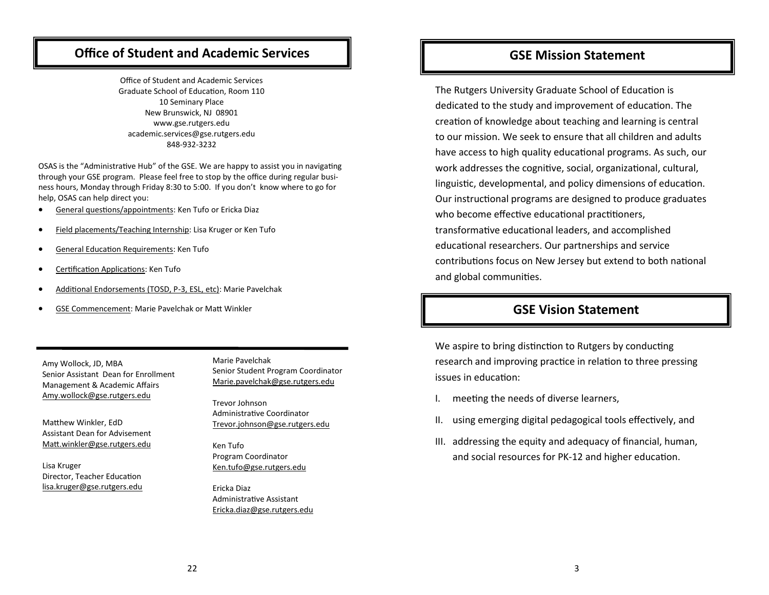## Office of Student and Academic Services

Office of Student and Academic Services
Graduate School of Education, Room 110
10 Seminary Place
New Brunswick, NJ 08901
www.gse.rutgers.edu
academic.services@gse.rutgers.edu
848-932-3232

OSAS is the "Administrative Hub" of the GSE. We are happy to assist you in navigating through your GSE program. Please feel free to stop by the office during regular business hours, Monday through Friday 8:30 to 5:00. If you don't know where to go for help, OSAS can help direct you:

- General questions/appointments: Ken Tufo or Ericka Diaz
- Field placements/Teaching Internship: Lisa Kruger or Ken Tufo
- General Education Requirements: Ken Tufo
- Certification Applications: Ken Tufo
- Additional Endorsements (TOSD, P-3, ESL, etc): Marie Pavelchak
- GSE Commencement: Marie Pavelchak or Matt Winkler

---

Amy Wollock, JD, MBA
Senior Assistant Dean for Enrollment Management & Academic Affairs
Amy.wollock@gse.rutgers.edu

Matthew Winkler, EdD
Assistant Dean for Advisement
Matt.winkler@gse.rutgers.edu

Lisa Kruger
Director, Teacher Education
lisa.kruger@gse.rutgers.edu

Marie Pavelchak
Senior Student Program Coordinator
Marie.pavelchak@gse.rutgers.edu

Trevor Johnson
Administrative Coordinator
Trevor.johnson@gse.rutgers.edu

Ken Tufo
Program Coordinator
Ken.tufo@gse.rutgers.edu

Ericka Diaz
Administrative Assistant
Ericka.diaz@gse.rutgers.edu

## GSE Mission Statement

The Rutgers University Graduate School of Education is dedicated to the study and improvement of education. The creation of knowledge about teaching and learning is central to our mission. We seek to ensure that all children and adults have access to high quality educational programs. As such, our work addresses the cognitive, social, organizational, cultural, linguistic, developmental, and policy dimensions of education. Our instructional programs are designed to produce graduates who become effective educational practitioners, transformative educational leaders, and accomplished educational researchers. Our partnerships and service contributions focus on New Jersey but extend to both national and global communities.

## GSE Vision Statement

We aspire to bring distinction to Rutgers by conducting research and improving practice in relation to three pressing issues in education:

I. meeting the needs of diverse learners,

II. using emerging digital pedagogical tools effectively, and

III. addressing the equity and adequacy of financial, human, and social resources for PK-12 and higher education.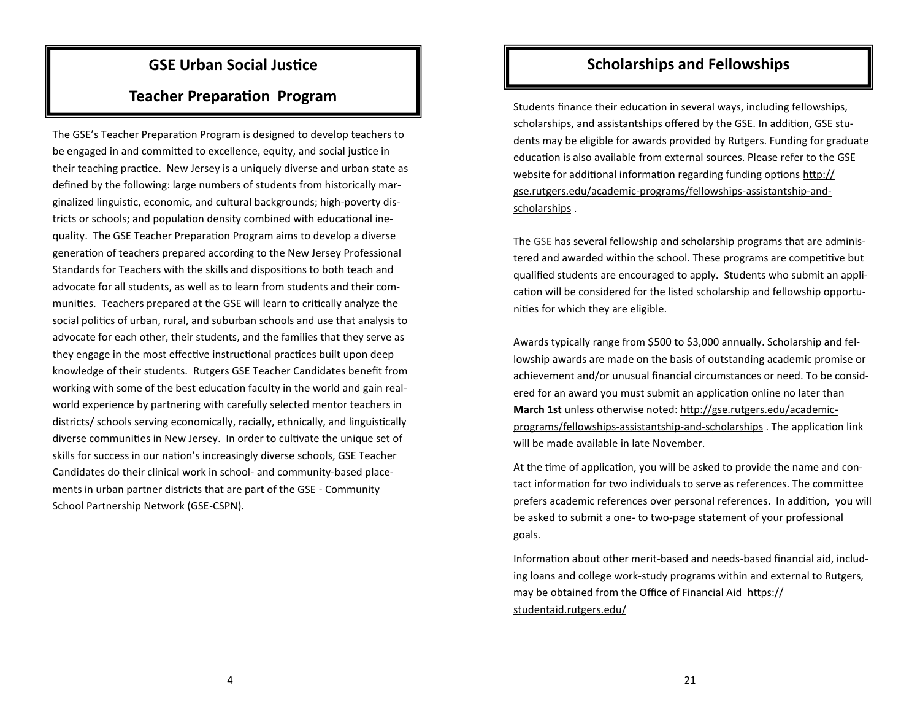## GSE Urban Social Justice

## Teacher Preparation Program

The GSE's Teacher Preparation Program is designed to develop teachers to be engaged in and committed to excellence, equity, and social justice in their teaching practice. New Jersey is a uniquely diverse and urban state as defined by the following: large numbers of students from historically marginalized linguistic, economic, and cultural backgrounds; high-poverty districts or schools; and population density combined with educational inequality. The GSE Teacher Preparation Program aims to develop a diverse generation of teachers prepared according to the New Jersey Professional Standards for Teachers with the skills and dispositions to both teach and advocate for all students, as well as to learn from students and their communities. Teachers prepared at the GSE will learn to critically analyze the social politics of urban, rural, and suburban schools and use that analysis to advocate for each other, their students, and the families that they serve as they engage in the most effective instructional practices built upon deep knowledge of their students. Rutgers GSE Teacher Candidates benefit from working with some of the best education faculty in the world and gain real-world experience by partnering with carefully selected mentor teachers in districts/ schools serving economically, racially, ethnically, and linguistically diverse communities in New Jersey. In order to cultivate the unique set of skills for success in our nation's increasingly diverse schools, GSE Teacher Candidates do their clinical work in school- and community-based placements in urban partner districts that are part of the GSE - Community School Partnership Network (GSE-CSPN).

## Scholarships and Fellowships

Students finance their education in several ways, including fellowships, scholarships, and assistantships offered by the GSE. In addition, GSE students may be eligible for awards provided by Rutgers. Funding for graduate education is also available from external sources. Please refer to the GSE website for additional information regarding funding options http://gse.rutgers.edu/academic-programs/fellowships-assistantship-and-scholarships .

The GSE has several fellowship and scholarship programs that are administered and awarded within the school. These programs are competitive but qualified students are encouraged to apply. Students who submit an application will be considered for the listed scholarship and fellowship opportunities for which they are eligible.

Awards typically range from $500 to $3,000 annually. Scholarship and fellowship awards are made on the basis of outstanding academic promise or achievement and/or unusual financial circumstances or need. To be considered for an award you must submit an application online no later than **March 1st** unless otherwise noted: http://gse.rutgers.edu/academic-programs/fellowships-assistantship-and-scholarships . The application link will be made available in late November.

At the time of application, you will be asked to provide the name and contact information for two individuals to serve as references. The committee prefers academic references over personal references. In addition, you will be asked to submit a one- to two-page statement of your professional goals.

Information about other merit-based and needs-based financial aid, including loans and college work-study programs within and external to Rutgers, may be obtained from the Office of Financial Aid https://studentaid.rutgers.edu/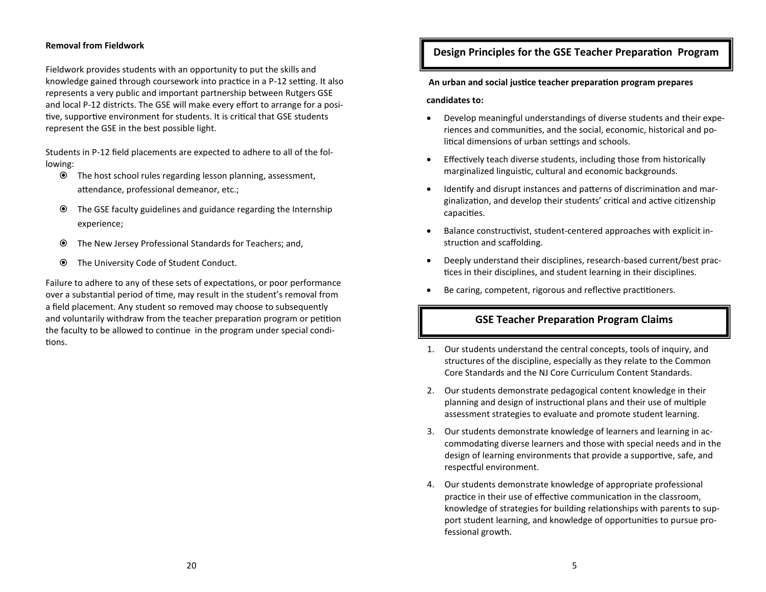**Removal from Fieldwork**

Fieldwork provides students with an opportunity to put the skills and knowledge gained through coursework into practice in a P-12 setting. It also represents a very public and important partnership between Rutgers GSE and local P-12 districts. The GSE will make every effort to arrange for a positive, supportive environment for students. It is critical that GSE students represent the GSE in the best possible light.

Students in P-12 field placements are expected to adhere to all of the following:

- The host school rules regarding lesson planning, assessment, attendance, professional demeanor, etc.;
- The GSE faculty guidelines and guidance regarding the Internship experience;
- The New Jersey Professional Standards for Teachers; and,
- The University Code of Student Conduct.

Failure to adhere to any of these sets of expectations, or poor performance over a substantial period of time, may result in the student's removal from a field placement. Any student so removed may choose to subsequently and voluntarily withdraw from the teacher preparation program or petition the faculty to be allowed to continue in the program under special conditions.

## Design Principles for the GSE Teacher Preparation Program

**An urban and social justice teacher preparation program prepares candidates to:**

- Develop meaningful understandings of diverse students and their experiences and communities, and the social, economic, historical and political dimensions of urban settings and schools.
- Effectively teach diverse students, including those from historically marginalized linguistic, cultural and economic backgrounds.
- Identify and disrupt instances and patterns of discrimination and marginalization, and develop their students' critical and active citizenship capacities.
- Balance constructivist, student-centered approaches with explicit instruction and scaffolding.
- Deeply understand their disciplines, research-based current/best practices in their disciplines, and student learning in their disciplines.
- Be caring, competent, rigorous and reflective practitioners.

## GSE Teacher Preparation Program Claims

1. Our students understand the central concepts, tools of inquiry, and structures of the discipline, especially as they relate to the Common Core Standards and the NJ Core Curriculum Content Standards.
2. Our students demonstrate pedagogical content knowledge in their planning and design of instructional plans and their use of multiple assessment strategies to evaluate and promote student learning.
3. Our students demonstrate knowledge of learners and learning in accommodating diverse learners and those with special needs and in the design of learning environments that provide a supportive, safe, and respectful environment.
4. Our students demonstrate knowledge of appropriate professional practice in their use of effective communication in the classroom, knowledge of strategies for building relationships with parents to support student learning, and knowledge of opportunities to pursue professional growth.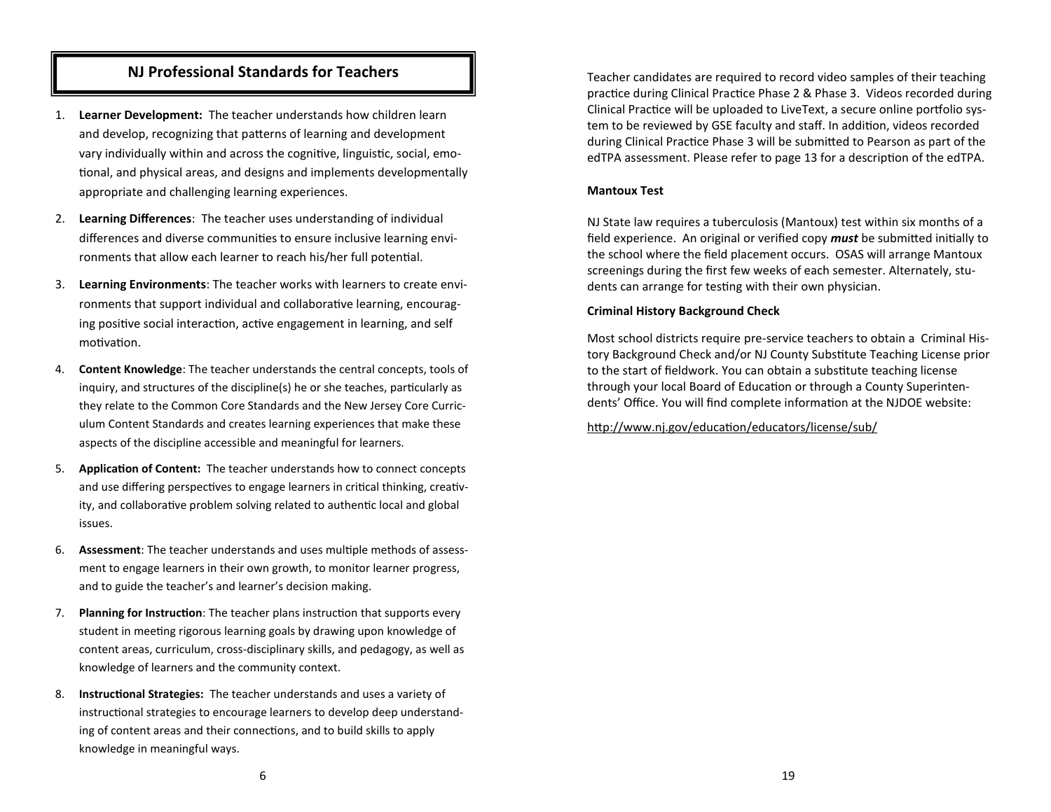## NJ Professional Standards for Teachers

1. **Learner Development:** The teacher understands how children learn and develop, recognizing that patterns of learning and development vary individually within and across the cognitive, linguistic, social, emotional, and physical areas, and designs and implements developmentally appropriate and challenging learning experiences.
2. **Learning Differences**: The teacher uses understanding of individual differences and diverse communities to ensure inclusive learning environments that allow each learner to reach his/her full potential.
3. **Learning Environments**: The teacher works with learners to create environments that support individual and collaborative learning, encouraging positive social interaction, active engagement in learning, and self motivation.
4. **Content Knowledge**: The teacher understands the central concepts, tools of inquiry, and structures of the discipline(s) he or she teaches, particularly as they relate to the Common Core Standards and the New Jersey Core Curriculum Content Standards and creates learning experiences that make these aspects of the discipline accessible and meaningful for learners.
5. **Application of Content:** The teacher understands how to connect concepts and use differing perspectives to engage learners in critical thinking, creativity, and collaborative problem solving related to authentic local and global issues.
6. **Assessment**: The teacher understands and uses multiple methods of assessment to engage learners in their own growth, to monitor learner progress, and to guide the teacher's and learner's decision making.
7. **Planning for Instruction**: The teacher plans instruction that supports every student in meeting rigorous learning goals by drawing upon knowledge of content areas, curriculum, cross-disciplinary skills, and pedagogy, as well as knowledge of learners and the community context.
8. **Instructional Strategies:** The teacher understands and uses a variety of instructional strategies to encourage learners to develop deep understanding of content areas and their connections, and to build skills to apply knowledge in meaningful ways.

Teacher candidates are required to record video samples of their teaching practice during Clinical Practice Phase 2 & Phase 3. Videos recorded during Clinical Practice will be uploaded to LiveText, a secure online portfolio system to be reviewed by GSE faculty and staff. In addition, videos recorded during Clinical Practice Phase 3 will be submitted to Pearson as part of the edTPA assessment. Please refer to page 13 for a description of the edTPA.

**Mantoux Test**

NJ State law requires a tuberculosis (Mantoux) test within six months of a field experience. An original or verified copy ***must*** be submitted initially to the school where the field placement occurs. OSAS will arrange Mantoux screenings during the first few weeks of each semester. Alternately, students can arrange for testing with their own physician.

**Criminal History Background Check**

Most school districts require pre-service teachers to obtain a Criminal History Background Check and/or NJ County Substitute Teaching License prior to the start of fieldwork. You can obtain a substitute teaching license through your local Board of Education or through a County Superintendents' Office. You will find complete information at the NJDOE website:

http://www.nj.gov/education/educators/license/sub/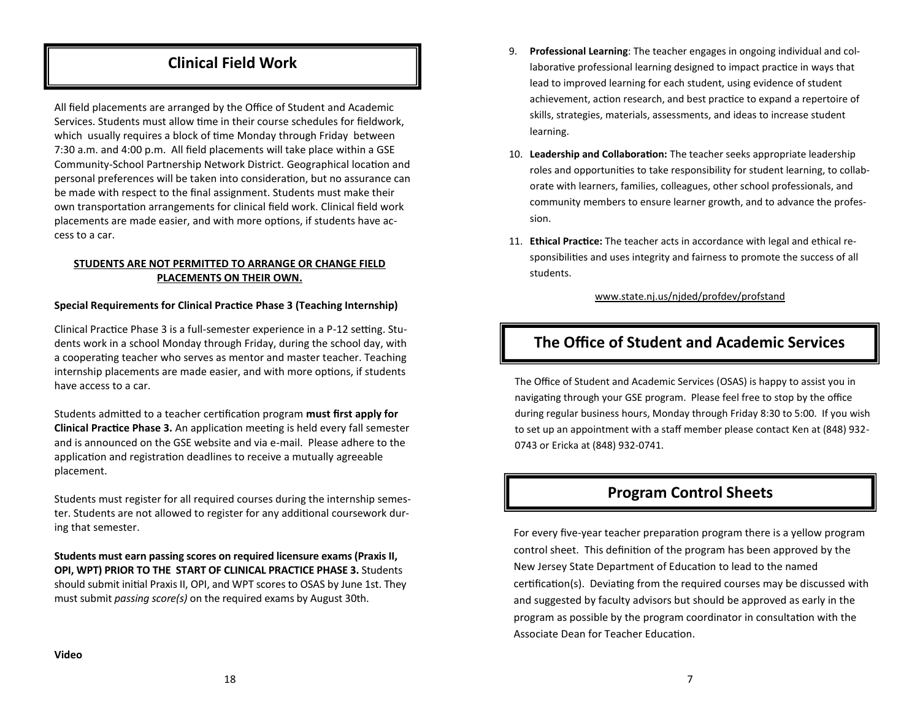## Clinical Field Work

All field placements are arranged by the Office of Student and Academic Services. Students must allow time in their course schedules for fieldwork, which usually requires a block of time Monday through Friday between 7:30 a.m. and 4:00 p.m. All field placements will take place within a GSE Community-School Partnership Network District. Geographical location and personal preferences will be taken into consideration, but no assurance can be made with respect to the final assignment. Students must make their own transportation arrangements for clinical field work. Clinical field work placements are made easier, and with more options, if students have access to a car.

**STUDENTS ARE NOT PERMITTED TO ARRANGE OR CHANGE FIELD PLACEMENTS ON THEIR OWN.**

**Special Requirements for Clinical Practice Phase 3 (Teaching Internship)**

Clinical Practice Phase 3 is a full-semester experience in a P-12 setting. Students work in a school Monday through Friday, during the school day, with a cooperating teacher who serves as mentor and master teacher. Teaching internship placements are made easier, and with more options, if students have access to a car.

Students admitted to a teacher certification program **must first apply for Clinical Practice Phase 3.** An application meeting is held every fall semester and is announced on the GSE website and via e-mail. Please adhere to the application and registration deadlines to receive a mutually agreeable placement.

Students must register for all required courses during the internship semester. Students are not allowed to register for any additional coursework during that semester.

**Students must earn passing scores on required licensure exams (Praxis II, OPI, WPT) PRIOR TO THE START OF CLINICAL PRACTICE PHASE 3.** Students should submit initial Praxis II, OPI, and WPT scores to OSAS by June 1st. They must submit *passing score(s)* on the required exams by August 30th.

**Video**

9. **Professional Learning**: The teacher engages in ongoing individual and collaborative professional learning designed to impact practice in ways that lead to improved learning for each student, using evidence of student achievement, action research, and best practice to expand a repertoire of skills, strategies, materials, assessments, and ideas to increase student learning.
10. **Leadership and Collaboration:** The teacher seeks appropriate leadership roles and opportunities to take responsibility for student learning, to collaborate with learners, families, colleagues, other school professionals, and community members to ensure learner growth, and to advance the profession.
11. **Ethical Practice:** The teacher acts in accordance with legal and ethical responsibilities and uses integrity and fairness to promote the success of all students.

www.state.nj.us/njded/profdev/profstand

## The Office of Student and Academic Services

The Office of Student and Academic Services (OSAS) is happy to assist you in navigating through your GSE program. Please feel free to stop by the office during regular business hours, Monday through Friday 8:30 to 5:00. If you wish to set up an appointment with a staff member please contact Ken at (848) 932-0743 or Ericka at (848) 932-0741.

## Program Control Sheets

For every five-year teacher preparation program there is a yellow program control sheet. This definition of the program has been approved by the New Jersey State Department of Education to lead to the named certification(s). Deviating from the required courses may be discussed with and suggested by faculty advisors but should be approved as early in the program as possible by the program coordinator in consultation with the Associate Dean for Teacher Education.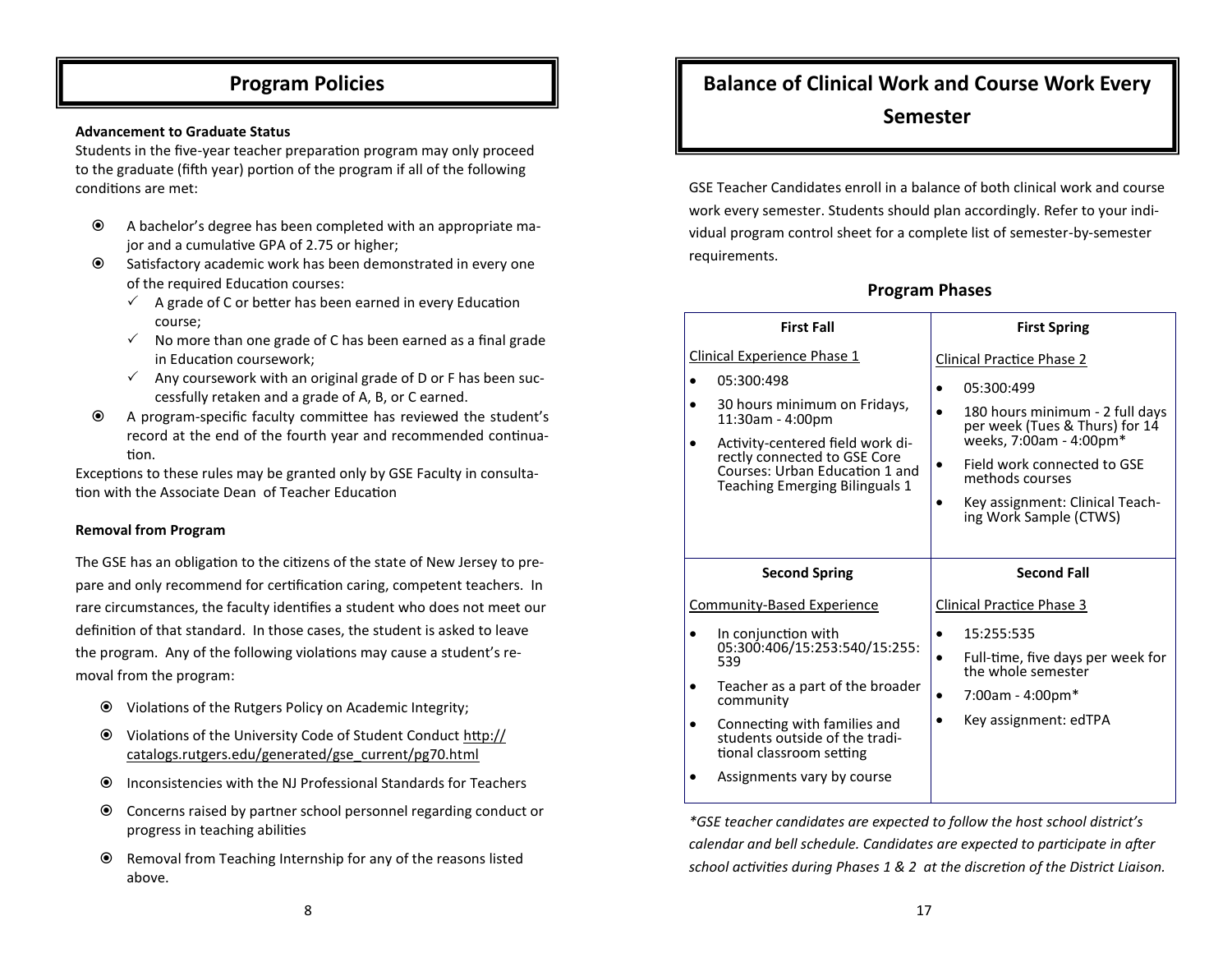## Program Policies

**Advancement to Graduate Status**

Students in the five-year teacher preparation program may only proceed to the graduate (fifth year) portion of the program if all of the following conditions are met:

- A bachelor's degree has been completed with an appropriate major and a cumulative GPA of 2.75 or higher;
- Satisfactory academic work has been demonstrated in every one of the required Education courses:
  - ✓ A grade of C or better has been earned in every Education course;
  - ✓ No more than one grade of C has been earned as a final grade in Education coursework;
  - ✓ Any coursework with an original grade of D or F has been successfully retaken and a grade of A, B, or C earned.
- A program-specific faculty committee has reviewed the student's record at the end of the fourth year and recommended continuation.

Exceptions to these rules may be granted only by GSE Faculty in consultation with the Associate Dean of Teacher Education

**Removal from Program**

The GSE has an obligation to the citizens of the state of New Jersey to prepare and only recommend for certification caring, competent teachers. In rare circumstances, the faculty identifies a student who does not meet our definition of that standard. In those cases, the student is asked to leave the program. Any of the following violations may cause a student's removal from the program:

- Violations of the Rutgers Policy on Academic Integrity;
- Violations of the University Code of Student Conduct http://catalogs.rutgers.edu/generated/gse_current/pg70.html
- Inconsistencies with the NJ Professional Standards for Teachers
- Concerns raised by partner school personnel regarding conduct or progress in teaching abilities
- Removal from Teaching Internship for any of the reasons listed above.

## Balance of Clinical Work and Course Work Every Semester

GSE Teacher Candidates enroll in a balance of both clinical work and course work every semester. Students should plan accordingly. Refer to your individual program control sheet for a complete list of semester-by-semester requirements.

### Program Phases

| First Fall | First Spring |
|---|---|
| Clinical Experience Phase 1<br>• 05:300:498<br>• 30 hours minimum on Fridays, 11:30am - 4:00pm<br>• Activity-centered field work directly connected to GSE Core Courses: Urban Education 1 and Teaching Emerging Bilinguals 1 | Clinical Practice Phase 2<br>• 05:300:499<br>• 180 hours minimum - 2 full days per week (Tues & Thurs) for 14 weeks, 7:00am - 4:00pm*<br>• Field work connected to GSE methods courses<br>• Key assignment: Clinical Teaching Work Sample (CTWS) |
| **Second Spring** | **Second Fall** |
| Community-Based Experience<br>• In conjunction with 05:300:406/15:253:540/15:255:539<br>• Teacher as a part of the broader community<br>• Connecting with families and students outside of the traditional classroom setting<br>• Assignments vary by course | Clinical Practice Phase 3<br>• 15:255:535<br>• Full-time, five days per week for the whole semester<br>• 7:00am - 4:00pm*<br>• Key assignment: edTPA |

*\*GSE teacher candidates are expected to follow the host school district's calendar and bell schedule. Candidates are expected to participate in after school activities during Phases 1 & 2 at the discretion of the District Liaison.*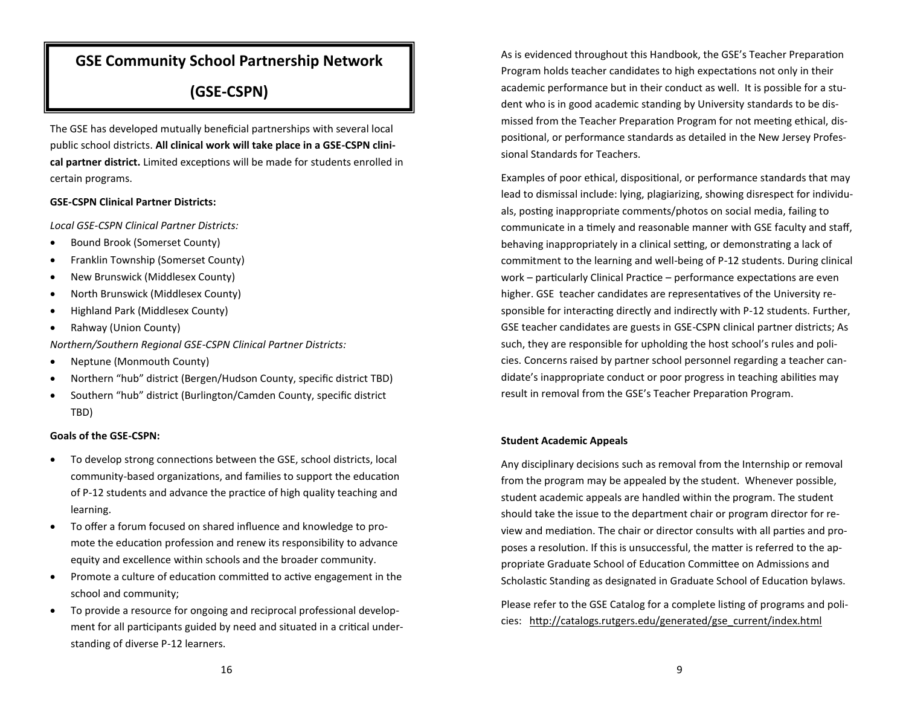# GSE Community School Partnership Network (GSE-CSPN)

The GSE has developed mutually beneficial partnerships with several local public school districts. **All clinical work will take place in a GSE-CSPN clinical partner district.** Limited exceptions will be made for students enrolled in certain programs.

**GSE-CSPN Clinical Partner Districts:**

*Local GSE-CSPN Clinical Partner Districts:*

- Bound Brook (Somerset County)
- Franklin Township (Somerset County)
- New Brunswick (Middlesex County)
- North Brunswick (Middlesex County)
- Highland Park (Middlesex County)
- Rahway (Union County)

*Northern/Southern Regional GSE-CSPN Clinical Partner Districts:*

- Neptune (Monmouth County)
- Northern "hub" district (Bergen/Hudson County, specific district TBD)
- Southern "hub" district (Burlington/Camden County, specific district TBD)

**Goals of the GSE-CSPN:**

- To develop strong connections between the GSE, school districts, local community-based organizations, and families to support the education of P-12 students and advance the practice of high quality teaching and learning.
- To offer a forum focused on shared influence and knowledge to promote the education profession and renew its responsibility to advance equity and excellence within schools and the broader community.
- Promote a culture of education committed to active engagement in the school and community;
- To provide a resource for ongoing and reciprocal professional development for all participants guided by need and situated in a critical understanding of diverse P-12 learners.

As is evidenced throughout this Handbook, the GSE's Teacher Preparation Program holds teacher candidates to high expectations not only in their academic performance but in their conduct as well. It is possible for a student who is in good academic standing by University standards to be dismissed from the Teacher Preparation Program for not meeting ethical, dispositional, or performance standards as detailed in the New Jersey Professional Standards for Teachers.

Examples of poor ethical, dispositional, or performance standards that may lead to dismissal include: lying, plagiarizing, showing disrespect for individuals, posting inappropriate comments/photos on social media, failing to communicate in a timely and reasonable manner with GSE faculty and staff, behaving inappropriately in a clinical setting, or demonstrating a lack of commitment to the learning and well-being of P-12 students. During clinical work – particularly Clinical Practice – performance expectations are even higher. GSE teacher candidates are representatives of the University responsible for interacting directly and indirectly with P-12 students. Further, GSE teacher candidates are guests in GSE-CSPN clinical partner districts; As such, they are responsible for upholding the host school's rules and policies. Concerns raised by partner school personnel regarding a teacher candidate's inappropriate conduct or poor progress in teaching abilities may result in removal from the GSE's Teacher Preparation Program.

**Student Academic Appeals**

Any disciplinary decisions such as removal from the Internship or removal from the program may be appealed by the student. Whenever possible, student academic appeals are handled within the program. The student should take the issue to the department chair or program director for review and mediation. The chair or director consults with all parties and proposes a resolution. If this is unsuccessful, the matter is referred to the appropriate Graduate School of Education Committee on Admissions and Scholastic Standing as designated in Graduate School of Education bylaws.

Please refer to the GSE Catalog for a complete listing of programs and policies: http://catalogs.rutgers.edu/generated/gse_current/index.html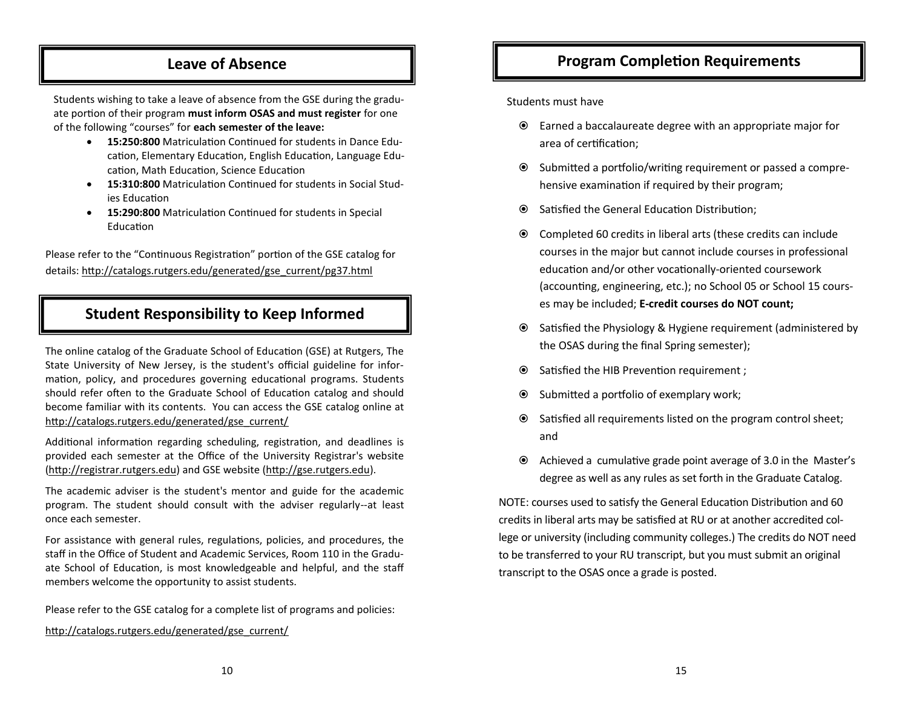## Leave of Absence

Students wishing to take a leave of absence from the GSE during the graduate portion of their program **must inform OSAS and must register** for one of the following "courses" for **each semester of the leave:**

- **15:250:800** Matriculation Continued for students in Dance Education, Elementary Education, English Education, Language Education, Math Education, Science Education
- **15:310:800** Matriculation Continued for students in Social Studies Education
- **15:290:800** Matriculation Continued for students in Special Education

Please refer to the "Continuous Registration" portion of the GSE catalog for details: http://catalogs.rutgers.edu/generated/gse_current/pg37.html

## Student Responsibility to Keep Informed

The online catalog of the Graduate School of Education (GSE) at Rutgers, The State University of New Jersey, is the student's official guideline for information, policy, and procedures governing educational programs. Students should refer often to the Graduate School of Education catalog and should become familiar with its contents. You can access the GSE catalog online at http://catalogs.rutgers.edu/generated/gse_current/

Additional information regarding scheduling, registration, and deadlines is provided each semester at the Office of the University Registrar's website (http://registrar.rutgers.edu) and GSE website (http://gse.rutgers.edu).

The academic adviser is the student's mentor and guide for the academic program. The student should consult with the adviser regularly--at least once each semester.

For assistance with general rules, regulations, policies, and procedures, the staff in the Office of Student and Academic Services, Room 110 in the Graduate School of Education, is most knowledgeable and helpful, and the staff members welcome the opportunity to assist students.

Please refer to the GSE catalog for a complete list of programs and policies:

http://catalogs.rutgers.edu/generated/gse_current/

## Program Completion Requirements

Students must have

- Earned a baccalaureate degree with an appropriate major for area of certification;
- Submitted a portfolio/writing requirement or passed a comprehensive examination if required by their program;
- Satisfied the General Education Distribution;
- Completed 60 credits in liberal arts (these credits can include courses in the major but cannot include courses in professional education and/or other vocationally-oriented coursework (accounting, engineering, etc.); no School 05 or School 15 courses may be included; **E-credit courses do NOT count;**
- Satisfied the Physiology & Hygiene requirement (administered by the OSAS during the final Spring semester);
- Satisfied the HIB Prevention requirement ;
- Submitted a portfolio of exemplary work;
- Satisfied all requirements listed on the program control sheet; and
- Achieved a cumulative grade point average of 3.0 in the Master's degree as well as any rules as set forth in the Graduate Catalog.

NOTE: courses used to satisfy the General Education Distribution and 60 credits in liberal arts may be satisfied at RU or at another accredited college or university (including community colleges.) The credits do NOT need to be transferred to your RU transcript, but you must submit an original transcript to the OSAS once a grade is posted.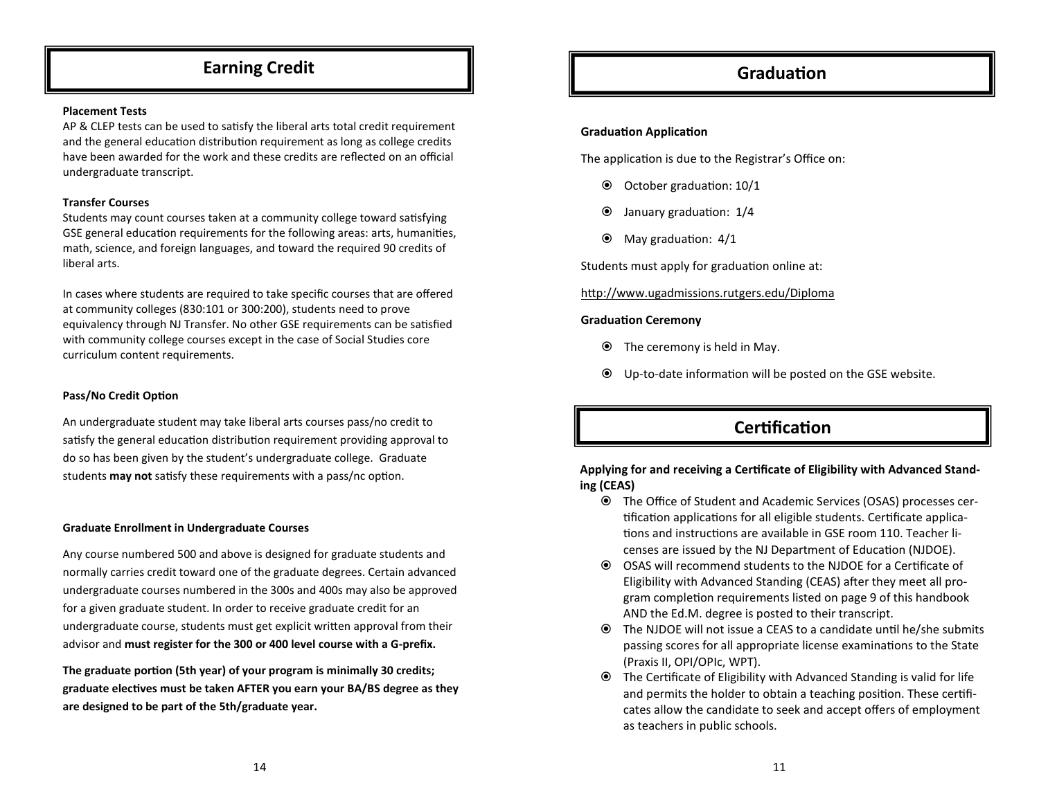## Earning Credit

**Placement Tests**

AP & CLEP tests can be used to satisfy the liberal arts total credit requirement and the general education distribution requirement as long as college credits have been awarded for the work and these credits are reflected on an official undergraduate transcript.

**Transfer Courses**

Students may count courses taken at a community college toward satisfying GSE general education requirements for the following areas: arts, humanities, math, science, and foreign languages, and toward the required 90 credits of liberal arts.

In cases where students are required to take specific courses that are offered at community colleges (830:101 or 300:200), students need to prove equivalency through NJ Transfer. No other GSE requirements can be satisfied with community college courses except in the case of Social Studies core curriculum content requirements.

**Pass/No Credit Option**

An undergraduate student may take liberal arts courses pass/no credit to satisfy the general education distribution requirement providing approval to do so has been given by the student's undergraduate college. Graduate students **may not** satisfy these requirements with a pass/nc option.

**Graduate Enrollment in Undergraduate Courses**

Any course numbered 500 and above is designed for graduate students and normally carries credit toward one of the graduate degrees. Certain advanced undergraduate courses numbered in the 300s and 400s may also be approved for a given graduate student. In order to receive graduate credit for an undergraduate course, students must get explicit written approval from their advisor and **must register for the 300 or 400 level course with a G-prefix.**

**The graduate portion (5th year) of your program is minimally 30 credits; graduate electives must be taken AFTER you earn your BA/BS degree as they are designed to be part of the 5th/graduate year.**

## Graduation

**Graduation Application**

The application is due to the Registrar's Office on:

- October graduation: 10/1
- January graduation: 1/4
- May graduation: 4/1

Students must apply for graduation online at:

http://www.ugadmissions.rutgers.edu/Diploma

**Graduation Ceremony**

- The ceremony is held in May.
- Up-to-date information will be posted on the GSE website.

## Certification

**Applying for and receiving a Certificate of Eligibility with Advanced Standing (CEAS)**

- The Office of Student and Academic Services (OSAS) processes certification applications for all eligible students. Certificate applications and instructions are available in GSE room 110. Teacher licenses are issued by the NJ Department of Education (NJDOE).
- OSAS will recommend students to the NJDOE for a Certificate of Eligibility with Advanced Standing (CEAS) after they meet all program completion requirements listed on page 9 of this handbook AND the Ed.M. degree is posted to their transcript.
- The NJDOE will not issue a CEAS to a candidate until he/she submits passing scores for all appropriate license examinations to the State (Praxis II, OPI/OPIc, WPT).
- The Certificate of Eligibility with Advanced Standing is valid for life and permits the holder to obtain a teaching position. These certificates allow the candidate to seek and accept offers of employment as teachers in public schools.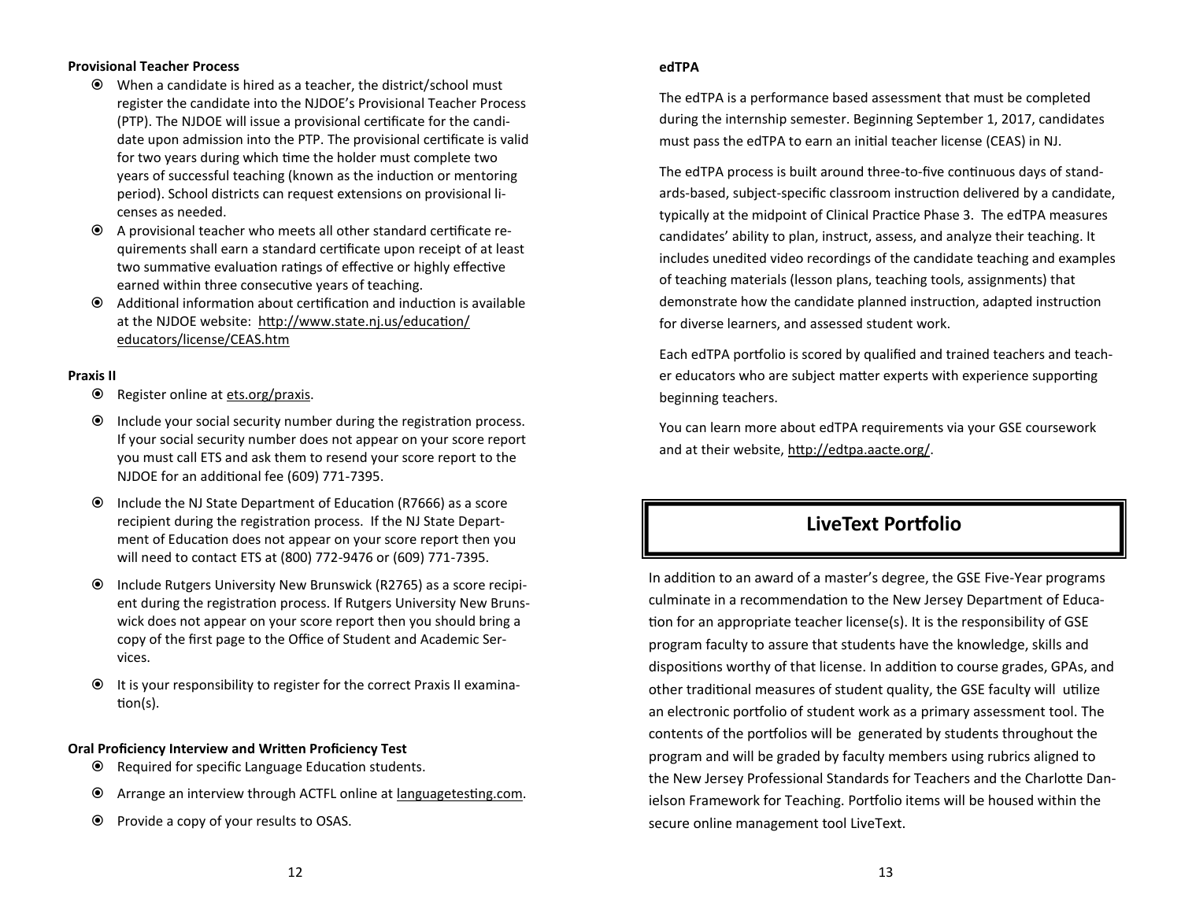**Provisional Teacher Process**

- When a candidate is hired as a teacher, the district/school must register the candidate into the NJDOE's Provisional Teacher Process (PTP). The NJDOE will issue a provisional certificate for the candidate upon admission into the PTP. The provisional certificate is valid for two years during which time the holder must complete two years of successful teaching (known as the induction or mentoring period). School districts can request extensions on provisional licenses as needed.
- A provisional teacher who meets all other standard certificate requirements shall earn a standard certificate upon receipt of at least two summative evaluation ratings of effective or highly effective earned within three consecutive years of teaching.
- Additional information about certification and induction is available at the NJDOE website: http://www.state.nj.us/education/educators/license/CEAS.htm

**Praxis II**

- Register online at ets.org/praxis.
- Include your social security number during the registration process. If your social security number does not appear on your score report you must call ETS and ask them to resend your score report to the NJDOE for an additional fee (609) 771-7395.
- Include the NJ State Department of Education (R7666) as a score recipient during the registration process. If the NJ State Department of Education does not appear on your score report then you will need to contact ETS at (800) 772-9476 or (609) 771-7395.
- Include Rutgers University New Brunswick (R2765) as a score recipient during the registration process. If Rutgers University New Brunswick does not appear on your score report then you should bring a copy of the first page to the Office of Student and Academic Services.
- It is your responsibility to register for the correct Praxis II examination(s).

**Oral Proficiency Interview and Written Proficiency Test**

- Required for specific Language Education students.
- Arrange an interview through ACTFL online at languagetesting.com.
- Provide a copy of your results to OSAS.

**edTPA**

The edTPA is a performance based assessment that must be completed during the internship semester. Beginning September 1, 2017, candidates must pass the edTPA to earn an initial teacher license (CEAS) in NJ.

The edTPA process is built around three-to-five continuous days of standards-based, subject-specific classroom instruction delivered by a candidate, typically at the midpoint of Clinical Practice Phase 3. The edTPA measures candidates' ability to plan, instruct, assess, and analyze their teaching. It includes unedited video recordings of the candidate teaching and examples of teaching materials (lesson plans, teaching tools, assignments) that demonstrate how the candidate planned instruction, adapted instruction for diverse learners, and assessed student work.

Each edTPA portfolio is scored by qualified and trained teachers and teacher educators who are subject matter experts with experience supporting beginning teachers.

You can learn more about edTPA requirements via your GSE coursework and at their website, http://edtpa.aacte.org/.

## LiveText Portfolio

In addition to an award of a master's degree, the GSE Five-Year programs culminate in a recommendation to the New Jersey Department of Education for an appropriate teacher license(s). It is the responsibility of GSE program faculty to assure that students have the knowledge, skills and dispositions worthy of that license. In addition to course grades, GPAs, and other traditional measures of student quality, the GSE faculty will utilize an electronic portfolio of student work as a primary assessment tool. The contents of the portfolios will be generated by students throughout the program and will be graded by faculty members using rubrics aligned to the New Jersey Professional Standards for Teachers and the Charlotte Danielson Framework for Teaching. Portfolio items will be housed within the secure online management tool LiveText.